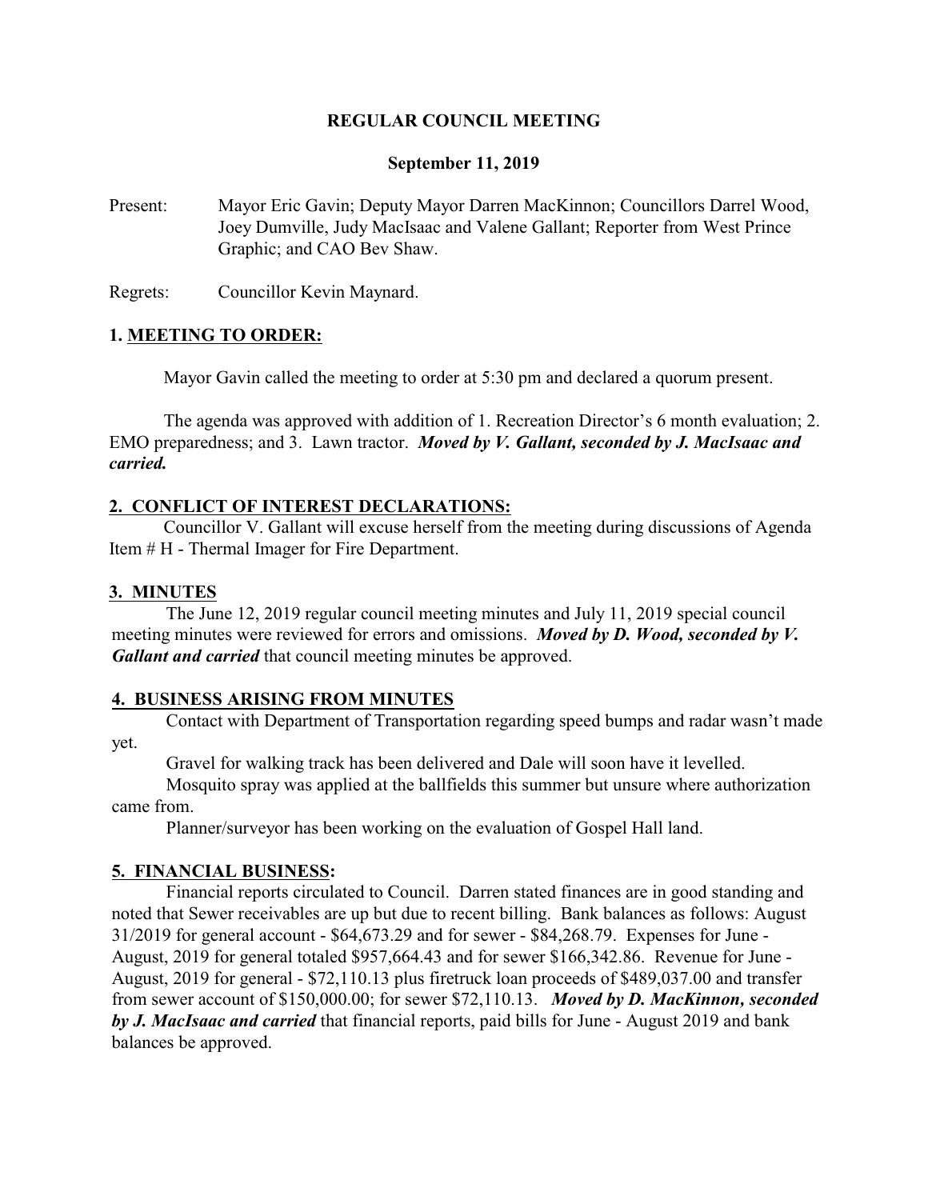**REGULAR COUNCIL MEETING**

**September 11, 2019**

Present: Mayor Eric Gavin; Deputy Mayor Darren MacKinnon; Councillors Darrel Wood, Joey Dumville, Judy MacIsaac and Valene Gallant; Reporter from West Prince Graphic; and CAO Bev Shaw.

Regrets: Councillor Kevin Maynard.

## 1. MEETING TO ORDER:

Mayor Gavin called the meeting to order at 5:30 pm and declared a quorum present.

The agenda was approved with addition of 1. Recreation Director's 6 month evaluation; 2. EMO preparedness; and 3. Lawn tractor. ***Moved by V. Gallant, seconded by J. MacIsaac and carried.***

## 2. CONFLICT OF INTEREST DECLARATIONS:

Councillor V. Gallant will excuse herself from the meeting during discussions of Agenda Item # H - Thermal Imager for Fire Department.

## 3. MINUTES

The June 12, 2019 regular council meeting minutes and July 11, 2019 special council meeting minutes were reviewed for errors and omissions. ***Moved by D. Wood, seconded by V. Gallant and carried*** that council meeting minutes be approved.

## 4. BUSINESS ARISING FROM MINUTES

Contact with Department of Transportation regarding speed bumps and radar wasn't made yet.

Gravel for walking track has been delivered and Dale will soon have it levelled.

Mosquito spray was applied at the ballfields this summer but unsure where authorization came from.

Planner/surveyor has been working on the evaluation of Gospel Hall land.

## 5. FINANCIAL BUSINESS:

Financial reports circulated to Council. Darren stated finances are in good standing and noted that Sewer receivables are up but due to recent billing. Bank balances as follows: August 31/2019 for general account - $64,673.29 and for sewer - $84,268.79. Expenses for June - August, 2019 for general totaled $957,664.43 and for sewer $166,342.86. Revenue for June - August, 2019 for general - $72,110.13 plus firetruck loan proceeds of $489,037.00 and transfer from sewer account of $150,000.00; for sewer $72,110.13. ***Moved by D. MacKinnon, seconded by J. MacIsaac and carried*** that financial reports, paid bills for June - August 2019 and bank balances be approved.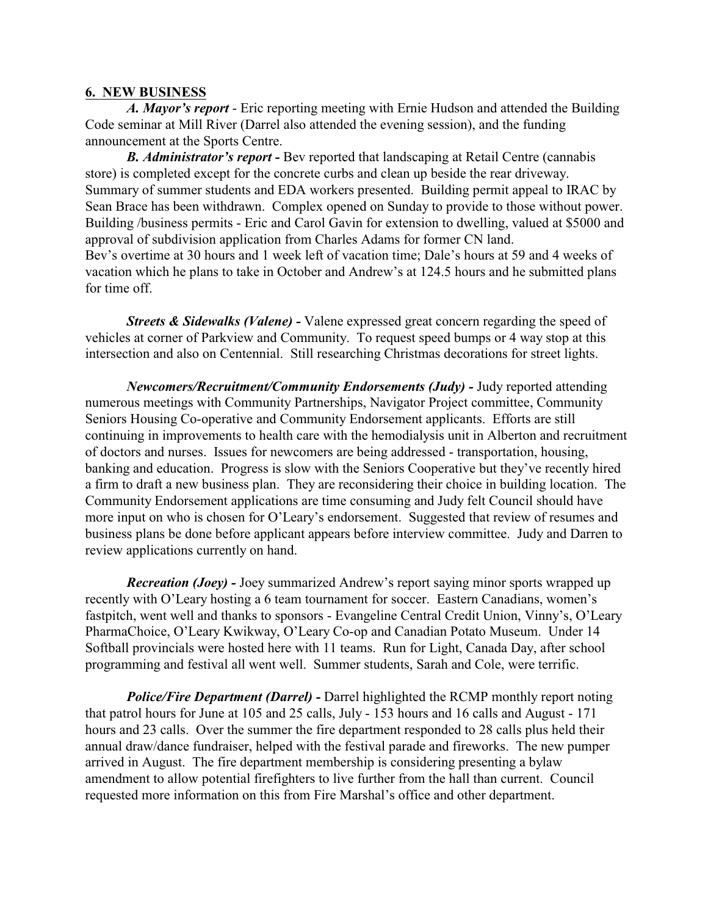**6. NEW BUSINESS**

***A. Mayor's report*** - Eric reporting meeting with Ernie Hudson and attended the Building Code seminar at Mill River (Darrel also attended the evening session), and the funding announcement at the Sports Centre.

***B. Administrator's report -*** Bev reported that landscaping at Retail Centre (cannabis store) is completed except for the concrete curbs and clean up beside the rear driveway. Summary of summer students and EDA workers presented. Building permit appeal to IRAC by Sean Brace has been withdrawn. Complex opened on Sunday to provide to those without power. Building /business permits - Eric and Carol Gavin for extension to dwelling, valued at $5000 and approval of subdivision application from Charles Adams for former CN land.
Bev's overtime at 30 hours and 1 week left of vacation time; Dale's hours at 59 and 4 weeks of vacation which he plans to take in October and Andrew's at 124.5 hours and he submitted plans for time off.

***Streets & Sidewalks (Valene) -*** Valene expressed great concern regarding the speed of vehicles at corner of Parkview and Community. To request speed bumps or 4 way stop at this intersection and also on Centennial. Still researching Christmas decorations for street lights.

***Newcomers/Recruitment/Community Endorsements (Judy) -*** Judy reported attending numerous meetings with Community Partnerships, Navigator Project committee, Community Seniors Housing Co-operative and Community Endorsement applicants. Efforts are still continuing in improvements to health care with the hemodialysis unit in Alberton and recruitment of doctors and nurses. Issues for newcomers are being addressed - transportation, housing, banking and education. Progress is slow with the Seniors Cooperative but they've recently hired a firm to draft a new business plan. They are reconsidering their choice in building location. The Community Endorsement applications are time consuming and Judy felt Council should have more input on who is chosen for O'Leary's endorsement. Suggested that review of resumes and business plans be done before applicant appears before interview committee. Judy and Darren to review applications currently on hand.

***Recreation (Joey) -*** Joey summarized Andrew's report saying minor sports wrapped up recently with O'Leary hosting a 6 team tournament for soccer. Eastern Canadians, women's fastpitch, went well and thanks to sponsors - Evangeline Central Credit Union, Vinny's, O'Leary PharmaChoice, O'Leary Kwikway, O'Leary Co-op and Canadian Potato Museum. Under 14 Softball provincials were hosted here with 11 teams. Run for Light, Canada Day, after school programming and festival all went well. Summer students, Sarah and Cole, were terrific.

***Police/Fire Department (Darrel) -*** Darrel highlighted the RCMP monthly report noting that patrol hours for June at 105 and 25 calls, July - 153 hours and 16 calls and August - 171 hours and 23 calls. Over the summer the fire department responded to 28 calls plus held their annual draw/dance fundraiser, helped with the festival parade and fireworks. The new pumper arrived in August. The fire department membership is considering presenting a bylaw amendment to allow potential firefighters to live further from the hall than current. Council requested more information on this from Fire Marshal's office and other department.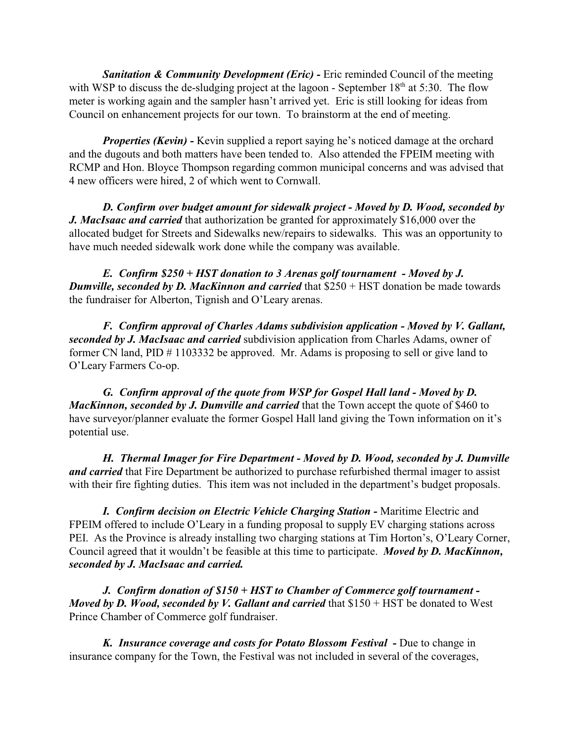***Sanitation & Community Development (Eric) -*** Eric reminded Council of the meeting with WSP to discuss the de-sludging project at the lagoon - September 18th at 5:30. The flow meter is working again and the sampler hasn't arrived yet. Eric is still looking for ideas from Council on enhancement projects for our town. To brainstorm at the end of meeting.

***Properties (Kevin) -*** Kevin supplied a report saying he's noticed damage at the orchard and the dugouts and both matters have been tended to. Also attended the FPEIM meeting with RCMP and Hon. Bloyce Thompson regarding common municipal concerns and was advised that 4 new officers were hired, 2 of which went to Cornwall.

***D. Confirm over budget amount for sidewalk project - Moved by D. Wood, seconded by J. MacIsaac and carried*** that authorization be granted for approximately $16,000 over the allocated budget for Streets and Sidewalks new/repairs to sidewalks. This was an opportunity to have much needed sidewalk work done while the company was available.

***E. Confirm $250 + HST donation to 3 Arenas golf tournament - Moved by J. Dumville, seconded by D. MacKinnon and carried*** that $250 + HST donation be made towards the fundraiser for Alberton, Tignish and O'Leary arenas.

***F. Confirm approval of Charles Adams subdivision application - Moved by V. Gallant, seconded by J. MacIsaac and carried*** subdivision application from Charles Adams, owner of former CN land, PID # 1103332 be approved. Mr. Adams is proposing to sell or give land to O'Leary Farmers Co-op.

***G. Confirm approval of the quote from WSP for Gospel Hall land - Moved by D. MacKinnon, seconded by J. Dumville and carried*** that the Town accept the quote of $460 to have surveyor/planner evaluate the former Gospel Hall land giving the Town information on it's potential use.

***H. Thermal Imager for Fire Department - Moved by D. Wood, seconded by J. Dumville and carried*** that Fire Department be authorized to purchase refurbished thermal imager to assist with their fire fighting duties. This item was not included in the department's budget proposals.

***I. Confirm decision on Electric Vehicle Charging Station -*** Maritime Electric and FPEIM offered to include O'Leary in a funding proposal to supply EV charging stations across PEI. As the Province is already installing two charging stations at Tim Horton's, O'Leary Corner, Council agreed that it wouldn't be feasible at this time to participate. ***Moved by D. MacKinnon, seconded by J. MacIsaac and carried.***

***J. Confirm donation of $150 + HST to Chamber of Commerce golf tournament - Moved by D. Wood, seconded by V. Gallant and carried*** that $150 + HST be donated to West Prince Chamber of Commerce golf fundraiser.

***K. Insurance coverage and costs for Potato Blossom Festival -*** Due to change in insurance company for the Town, the Festival was not included in several of the coverages,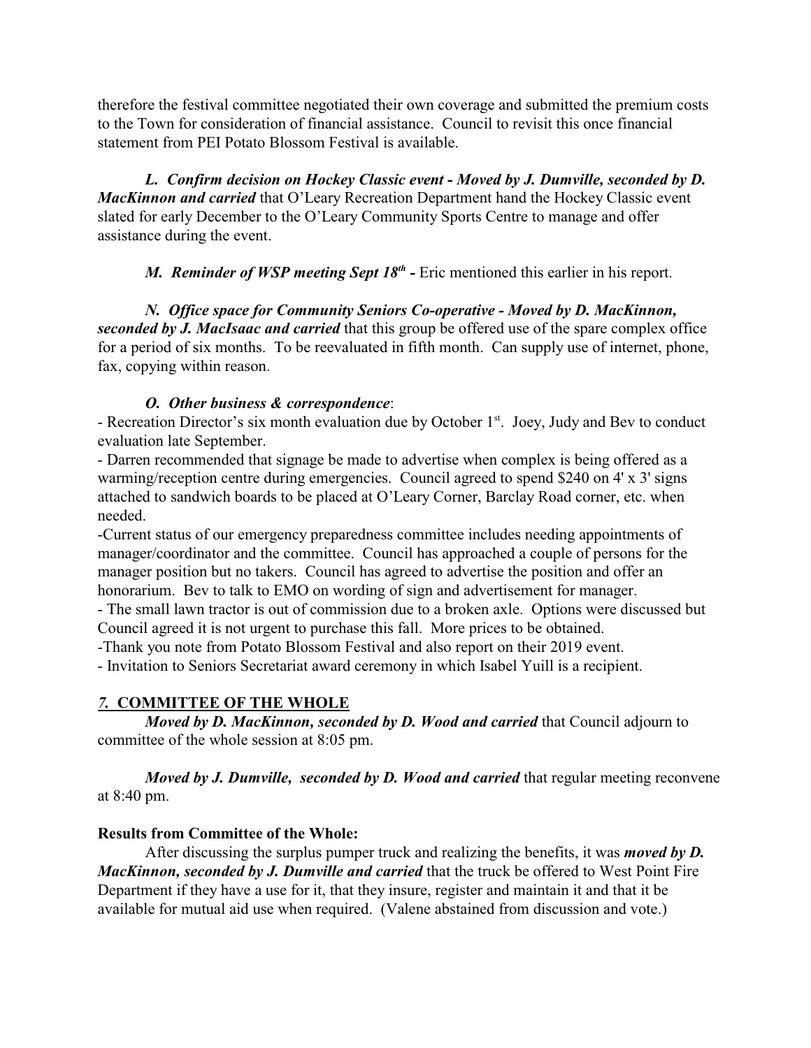therefore the festival committee negotiated their own coverage and submitted the premium costs to the Town for consideration of financial assistance. Council to revisit this once financial statement from PEI Potato Blossom Festival is available.

***L. Confirm decision on Hockey Classic event - Moved by J. Dumville, seconded by D. MacKinnon and carried*** that O'Leary Recreation Department hand the Hockey Classic event slated for early December to the O'Leary Community Sports Centre to manage and offer assistance during the event.

***M. Reminder of WSP meeting Sept 18th -*** Eric mentioned this earlier in his report.

***N. Office space for Community Seniors Co-operative - Moved by D. MacKinnon, seconded by J. MacIsaac and carried*** that this group be offered use of the spare complex office for a period of six months. To be reevaluated in fifth month. Can supply use of internet, phone, fax, copying within reason.

***O. Other business & correspondence***:

- Recreation Director's six month evaluation due by October 1st. Joey, Judy and Bev to conduct evaluation late September.
- Darren recommended that signage be made to advertise when complex is being offered as a warming/reception centre during emergencies. Council agreed to spend $240 on 4' x 3' signs attached to sandwich boards to be placed at O'Leary Corner, Barclay Road corner, etc. when needed.
- Current status of our emergency preparedness committee includes needing appointments of manager/coordinator and the committee. Council has approached a couple of persons for the manager position but no takers. Council has agreed to advertise the position and offer an honorarium. Bev to talk to EMO on wording of sign and advertisement for manager.
- The small lawn tractor is out of commission due to a broken axle. Options were discussed but Council agreed it is not urgent to purchase this fall. More prices to be obtained.
- Thank you note from Potato Blossom Festival and also report on their 2019 event.
- Invitation to Seniors Secretariat award ceremony in which Isabel Yuill is a recipient.

## *7.* COMMITTEE OF THE WHOLE

***Moved by D. MacKinnon, seconded by D. Wood and carried*** that Council adjourn to committee of the whole session at 8:05 pm.

***Moved by J. Dumville, seconded by D. Wood and carried*** that regular meeting reconvene at 8:40 pm.

**Results from Committee of the Whole:**

After discussing the surplus pumper truck and realizing the benefits, it was ***moved by D. MacKinnon, seconded by J. Dumville and carried*** that the truck be offered to West Point Fire Department if they have a use for it, that they insure, register and maintain it and that it be available for mutual aid use when required. (Valene abstained from discussion and vote.)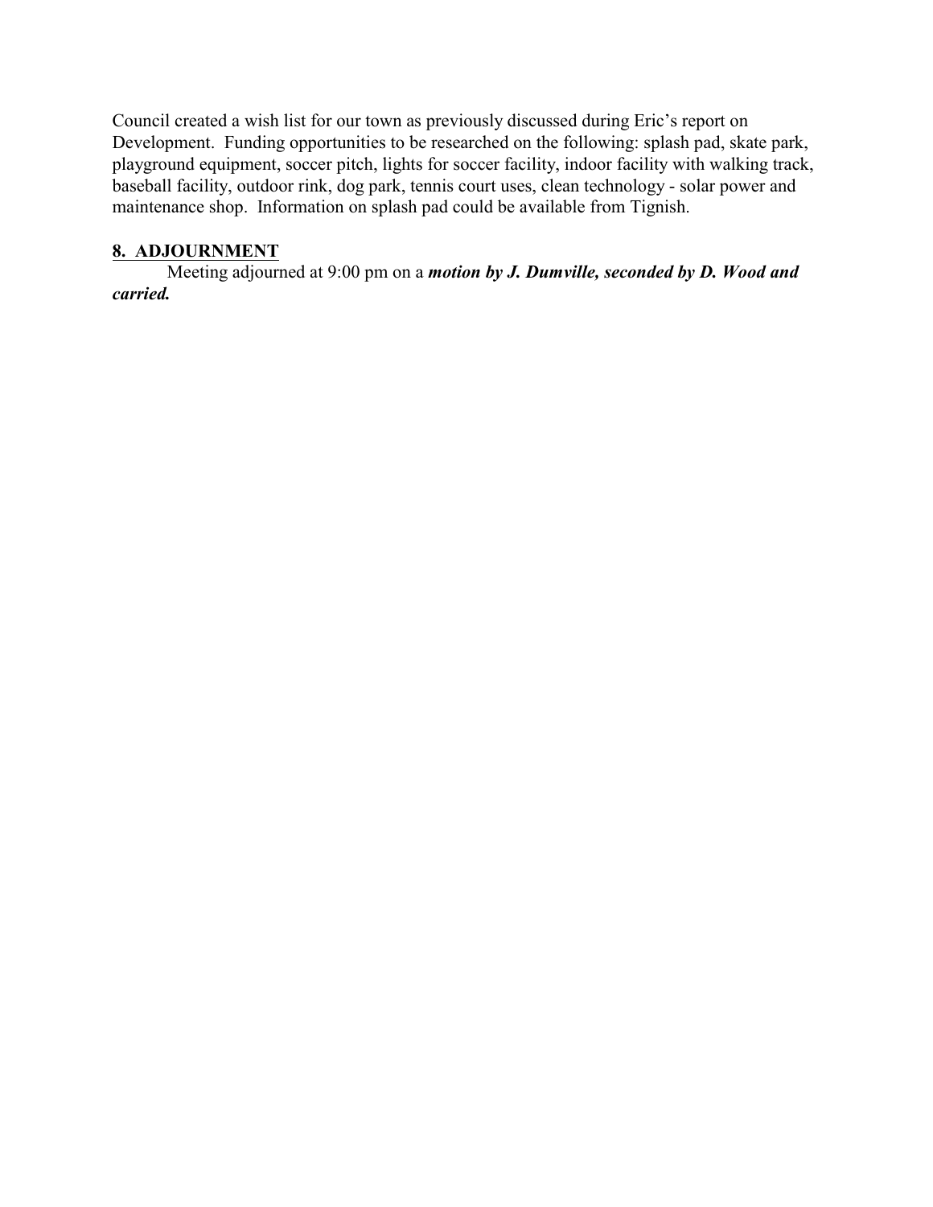Council created a wish list for our town as previously discussed during Eric's report on Development. Funding opportunities to be researched on the following: splash pad, skate park, playground equipment, soccer pitch, lights for soccer facility, indoor facility with walking track, baseball facility, outdoor rink, dog park, tennis court uses, clean technology - solar power and maintenance shop. Information on splash pad could be available from Tignish.

## 8. ADJOURNMENT

Meeting adjourned at 9:00 pm on a ***motion by J. Dumville, seconded by D. Wood and carried.***